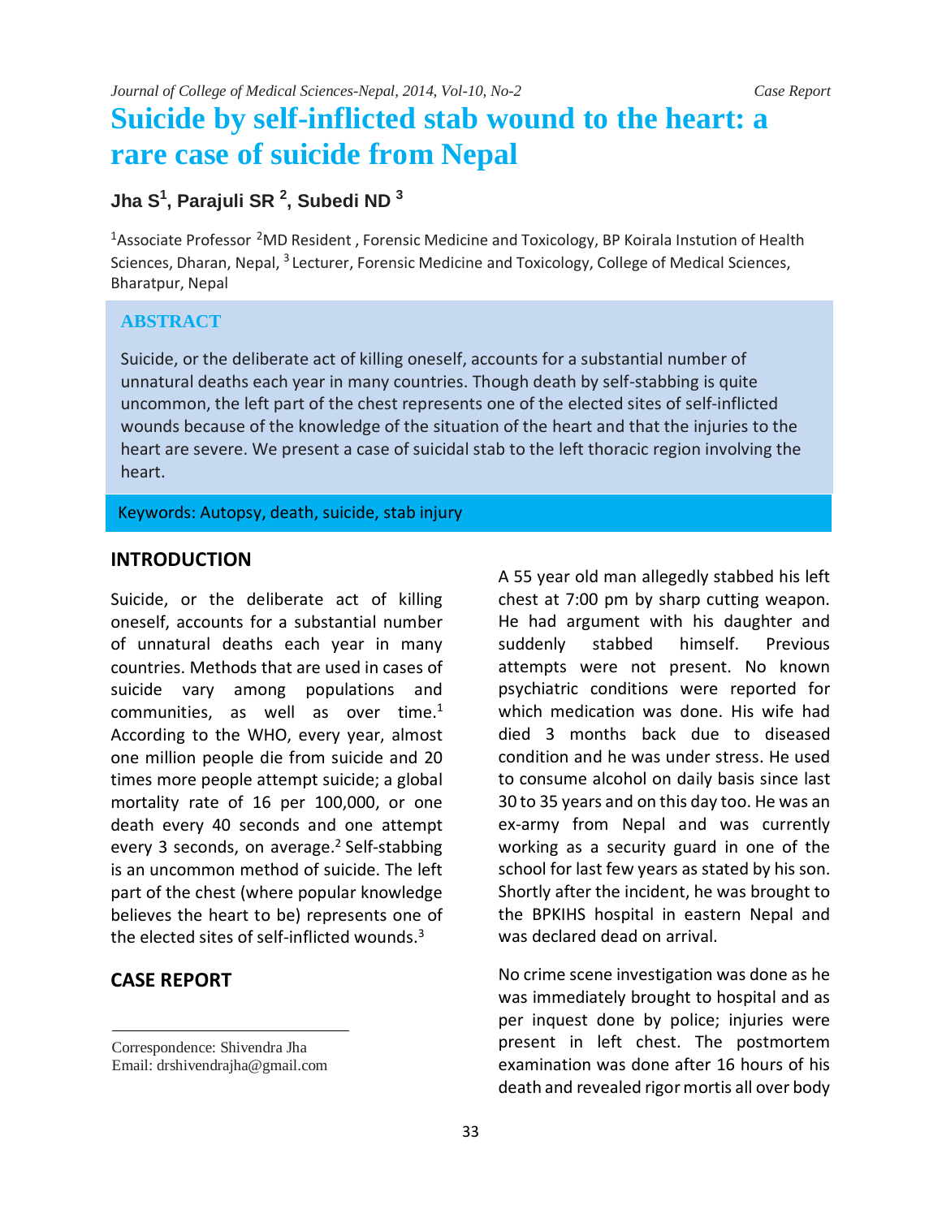# Suicide by self-inflicted stab wound to the heart: a rare case of suicide from Nepal

**Jha S[1], Parajuli SR [2], Subedi ND [3]**

[1]Associate Professor [2]MD Resident , Forensic Medicine and Toxicology, BP Koirala Instution of Health Sciences, Dharan, Nepal, [3] Lecturer, Forensic Medicine and Toxicology, College of Medical Sciences, Bharatpur, Nepal

## ABSTRACT

Suicide, or the deliberate act of killing oneself, accounts for a substantial number of unnatural deaths each year in many countries. Though death by self-stabbing is quite uncommon, the left part of the chest represents one of the elected sites of self-inflicted wounds because of the knowledge of the situation of the heart and that the injuries to the heart are severe. We present a case of suicidal stab to the left thoracic region involving the heart.

Keywords: Autopsy, death, suicide, stab injury

## INTRODUCTION

Suicide, or the deliberate act of killing oneself, accounts for a substantial number of unnatural deaths each year in many countries. Methods that are used in cases of suicide vary among populations and communities, as well as over time.[1] According to the WHO, every year, almost one million people die from suicide and 20 times more people attempt suicide; a global mortality rate of 16 per 100,000, or one death every 40 seconds and one attempt every 3 seconds, on average.[2] Self-stabbing is an uncommon method of suicide. The left part of the chest (where popular knowledge believes the heart to be) represents one of the elected sites of self-inflicted wounds.[3]

## CASE REPORT

A 55 year old man allegedly stabbed his left chest at 7:00 pm by sharp cutting weapon. He had argument with his daughter and suddenly stabbed himself. Previous attempts were not present. No known psychiatric conditions were reported for which medication was done. His wife had died 3 months back due to diseased condition and he was under stress. He used to consume alcohol on daily basis since last 30 to 35 years and on this day too. He was an ex-army from Nepal and was currently working as a security guard in one of the school for last few years as stated by his son. Shortly after the incident, he was brought to the BPKIHS hospital in eastern Nepal and was declared dead on arrival.

No crime scene investigation was done as he was immediately brought to hospital and as per inquest done by police; injuries were present in left chest. The postmortem examination was done after 16 hours of his death and revealed rigor mortis all over body

Correspondence: Shivendra Jha
Email: drshivendrajha@gmail.com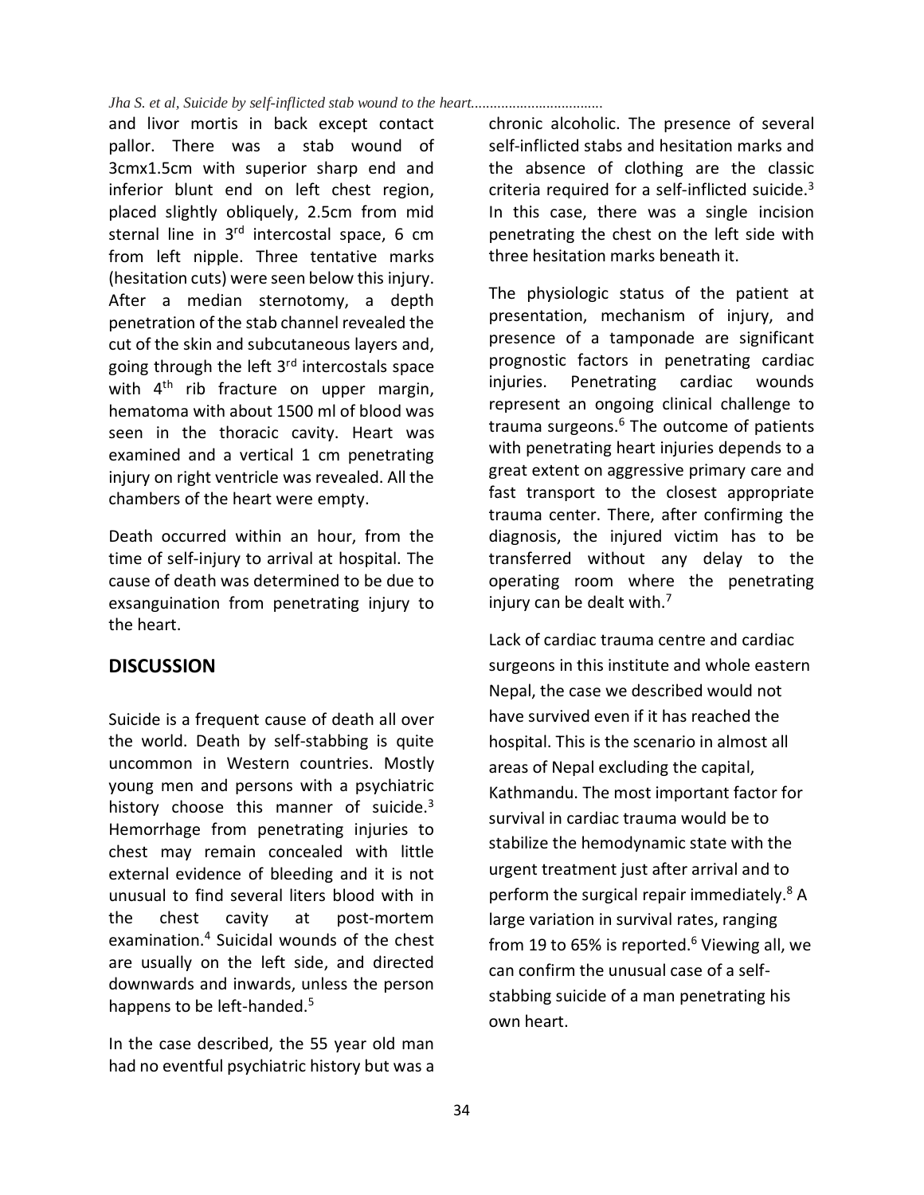and livor mortis in back except contact pallor. There was a stab wound of 3cmx1.5cm with superior sharp end and inferior blunt end on left chest region, placed slightly obliquely, 2.5cm from mid sternal line in 3rd intercostal space, 6 cm from left nipple. Three tentative marks (hesitation cuts) were seen below this injury. After a median sternotomy, a depth penetration of the stab channel revealed the cut of the skin and subcutaneous layers and, going through the left 3rd intercostals space with 4th rib fracture on upper margin, hematoma with about 1500 ml of blood was seen in the thoracic cavity. Heart was examined and a vertical 1 cm penetrating injury on right ventricle was revealed. All the chambers of the heart were empty.

Death occurred within an hour, from the time of self-injury to arrival at hospital. The cause of death was determined to be due to exsanguination from penetrating injury to the heart.

## DISCUSSION

Suicide is a frequent cause of death all over the world. Death by self-stabbing is quite uncommon in Western countries. Mostly young men and persons with a psychiatric history choose this manner of suicide.[3] Hemorrhage from penetrating injuries to chest may remain concealed with little external evidence of bleeding and it is not unusual to find several liters blood with in the chest cavity at post-mortem examination.[4] Suicidal wounds of the chest are usually on the left side, and directed downwards and inwards, unless the person happens to be left-handed.[5]

In the case described, the 55 year old man had no eventful psychiatric history but was a chronic alcoholic. The presence of several self-inflicted stabs and hesitation marks and the absence of clothing are the classic criteria required for a self-inflicted suicide.[3] In this case, there was a single incision penetrating the chest on the left side with three hesitation marks beneath it.

The physiologic status of the patient at presentation, mechanism of injury, and presence of a tamponade are significant prognostic factors in penetrating cardiac injuries. Penetrating cardiac wounds represent an ongoing clinical challenge to trauma surgeons.[6] The outcome of patients with penetrating heart injuries depends to a great extent on aggressive primary care and fast transport to the closest appropriate trauma center. There, after confirming the diagnosis, the injured victim has to be transferred without any delay to the operating room where the penetrating injury can be dealt with.[7]

Lack of cardiac trauma centre and cardiac surgeons in this institute and whole eastern Nepal, the case we described would not have survived even if it has reached the hospital. This is the scenario in almost all areas of Nepal excluding the capital, Kathmandu. The most important factor for survival in cardiac trauma would be to stabilize the hemodynamic state with the urgent treatment just after arrival and to perform the surgical repair immediately.[8] A large variation in survival rates, ranging from 19 to 65% is reported.[6] Viewing all, we can confirm the unusual case of a self-stabbing suicide of a man penetrating his own heart.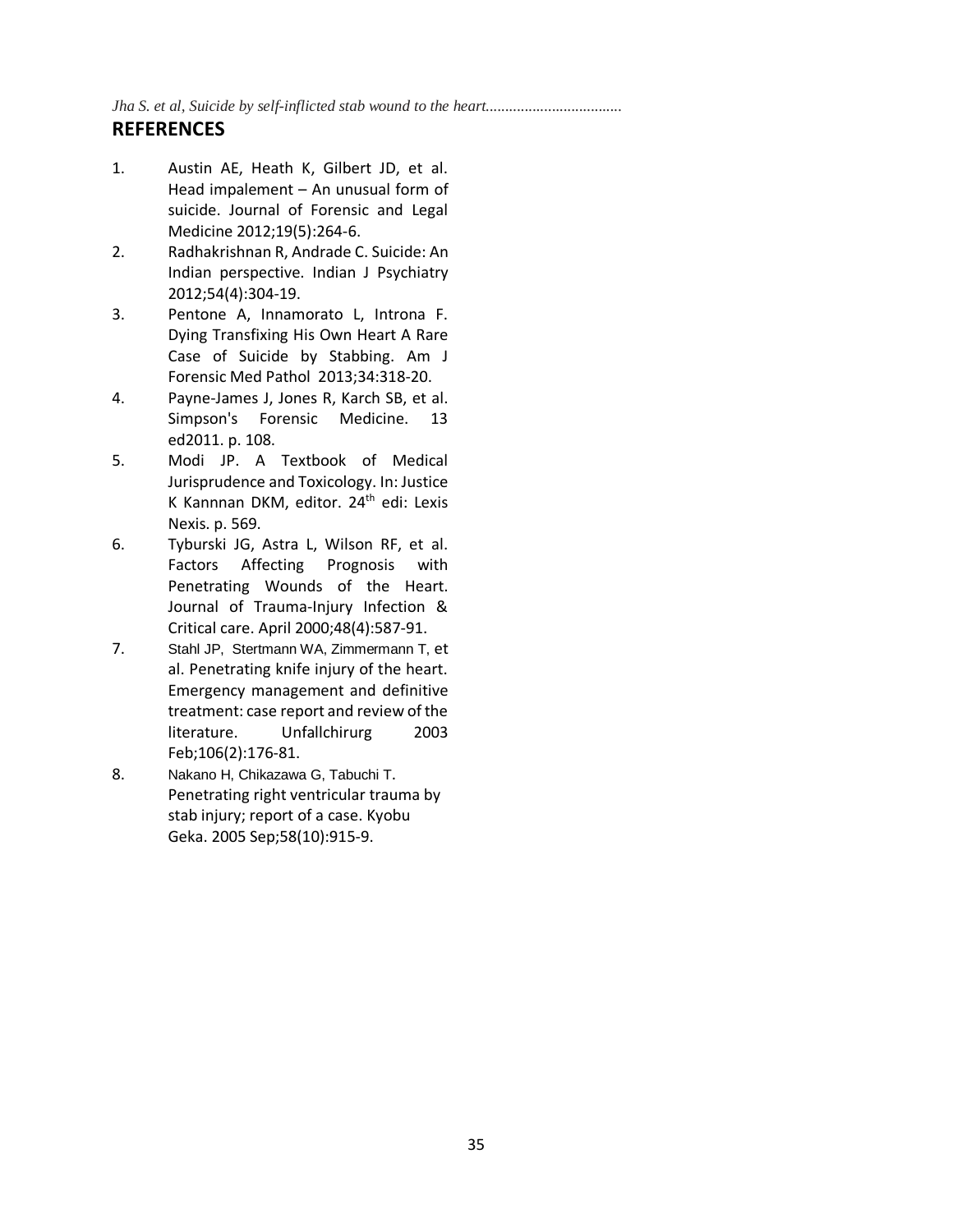## REFERENCES

1. Austin AE, Heath K, Gilbert JD, et al. Head impalement – An unusual form of suicide. Journal of Forensic and Legal Medicine 2012;19(5):264-6.
2. Radhakrishnan R, Andrade C. Suicide: An Indian perspective. Indian J Psychiatry 2012;54(4):304-19.
3. Pentone A, Innamorato L, Introna F. Dying Transfixing His Own Heart A Rare Case of Suicide by Stabbing. Am J Forensic Med Pathol 2013;34:318-20.
4. Payne-James J, Jones R, Karch SB, et al. Simpson's Forensic Medicine. 13 ed2011. p. 108.
5. Modi JP. A Textbook of Medical Jurisprudence and Toxicology. In: Justice K Kannnan DKM, editor. 24th edi: Lexis Nexis. p. 569.
6. Tyburski JG, Astra L, Wilson RF, et al. Factors Affecting Prognosis with Penetrating Wounds of the Heart. Journal of Trauma-Injury Infection & Critical care. April 2000;48(4):587-91.
7. Stahl JP, Stertmann WA, Zimmermann T, et al. Penetrating knife injury of the heart. Emergency management and definitive treatment: case report and review of the literature. Unfallchirurg 2003 Feb;106(2):176-81.
8. Nakano H, Chikazawa G, Tabuchi T. Penetrating right ventricular trauma by stab injury; report of a case. Kyobu Geka. 2005 Sep;58(10):915-9.